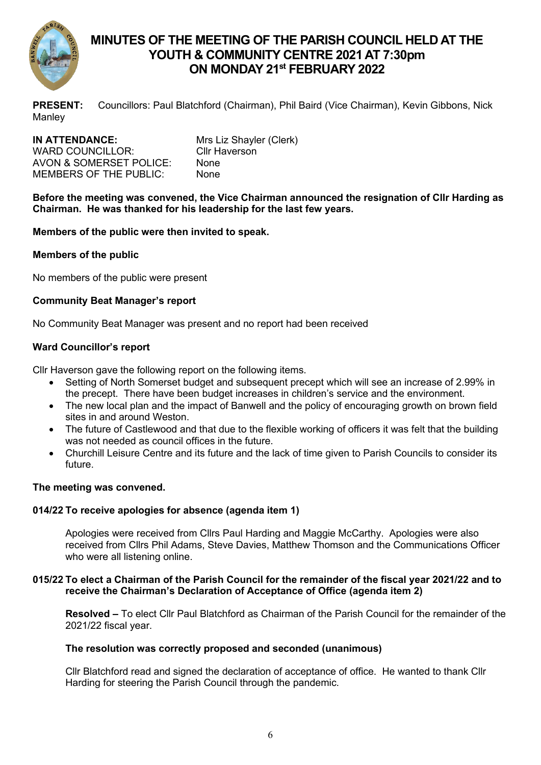# MINUTES OF THE MEETING OF THE PARISH COUNCIL HELD AT THE YOUTH & COMMUNITY CENTRE 2021 AT 7:30pm ON MONDAY 21st FEBRUARY 2022

**PRESENT:** Councillors: Paul Blatchford (Chairman), Phil Baird (Vice Chairman), Kevin Gibbons, Nick Manley

**IN ATTENDANCE:** Mrs Liz Shayler (Clerk)
WARD COUNCILLOR: Cllr Haverson
AVON & SOMERSET POLICE: None
MEMBERS OF THE PUBLIC: None

**Before the meeting was convened, the Vice Chairman announced the resignation of Cllr Harding as Chairman. He was thanked for his leadership for the last few years.**

**Members of the public were then invited to speak.**

**Members of the public**

No members of the public were present

**Community Beat Manager's report**

No Community Beat Manager was present and no report had been received

**Ward Councillor's report**

Cllr Haverson gave the following report on the following items.

- Setting of North Somerset budget and subsequent precept which will see an increase of 2.99% in the precept. There have been budget increases in children's service and the environment.
- The new local plan and the impact of Banwell and the policy of encouraging growth on brown field sites in and around Weston.
- The future of Castlewood and that due to the flexible working of officers it was felt that the building was not needed as council offices in the future.
- Churchill Leisure Centre and its future and the lack of time given to Parish Councils to consider its future.

**The meeting was convened.**

**014/22 To receive apologies for absence (agenda item 1)**

Apologies were received from Cllrs Paul Harding and Maggie McCarthy. Apologies were also received from Cllrs Phil Adams, Steve Davies, Matthew Thomson and the Communications Officer who were all listening online.

**015/22 To elect a Chairman of the Parish Council for the remainder of the fiscal year 2021/22 and to receive the Chairman's Declaration of Acceptance of Office (agenda item 2)**

**Resolved –** To elect Cllr Paul Blatchford as Chairman of the Parish Council for the remainder of the 2021/22 fiscal year.

**The resolution was correctly proposed and seconded (unanimous)**

Cllr Blatchford read and signed the declaration of acceptance of office. He wanted to thank Cllr Harding for steering the Parish Council through the pandemic.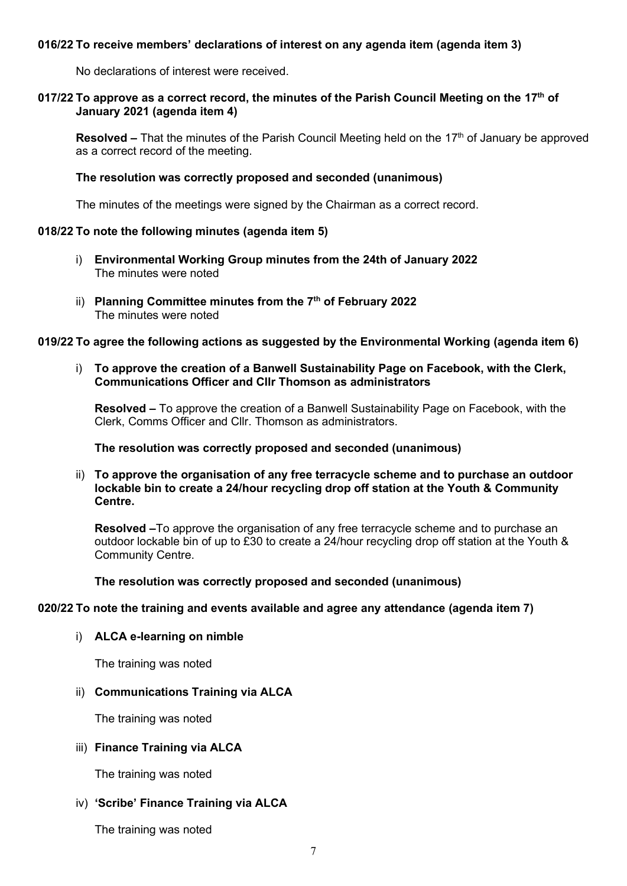**016/22 To receive members' declarations of interest on any agenda item (agenda item 3)**

No declarations of interest were received.

**017/22 To approve as a correct record, the minutes of the Parish Council Meeting on the 17th of January 2021 (agenda item 4)**

**Resolved –** That the minutes of the Parish Council Meeting held on the 17th of January be approved as a correct record of the meeting.

**The resolution was correctly proposed and seconded (unanimous)**

The minutes of the meetings were signed by the Chairman as a correct record.

**018/22 To note the following minutes (agenda item 5)**

i) **Environmental Working Group minutes from the 24th of January 2022**
The minutes were noted

ii) **Planning Committee minutes from the 7th of February 2022**
The minutes were noted

**019/22 To agree the following actions as suggested by the Environmental Working (agenda item 6)**

i) **To approve the creation of a Banwell Sustainability Page on Facebook, with the Clerk, Communications Officer and Cllr Thomson as administrators**

**Resolved –** To approve the creation of a Banwell Sustainability Page on Facebook, with the Clerk, Comms Officer and Cllr. Thomson as administrators.

**The resolution was correctly proposed and seconded (unanimous)**

ii) **To approve the organisation of any free terracycle scheme and to purchase an outdoor lockable bin to create a 24/hour recycling drop off station at the Youth & Community Centre.**

**Resolved –**To approve the organisation of any free terracycle scheme and to purchase an outdoor lockable bin of up to £30 to create a 24/hour recycling drop off station at the Youth & Community Centre.

**The resolution was correctly proposed and seconded (unanimous)**

**020/22 To note the training and events available and agree any attendance (agenda item 7)**

i) **ALCA e-learning on nimble**

The training was noted

ii) **Communications Training via ALCA**

The training was noted

iii) **Finance Training via ALCA**

The training was noted

iv) **'Scribe' Finance Training via ALCA**

The training was noted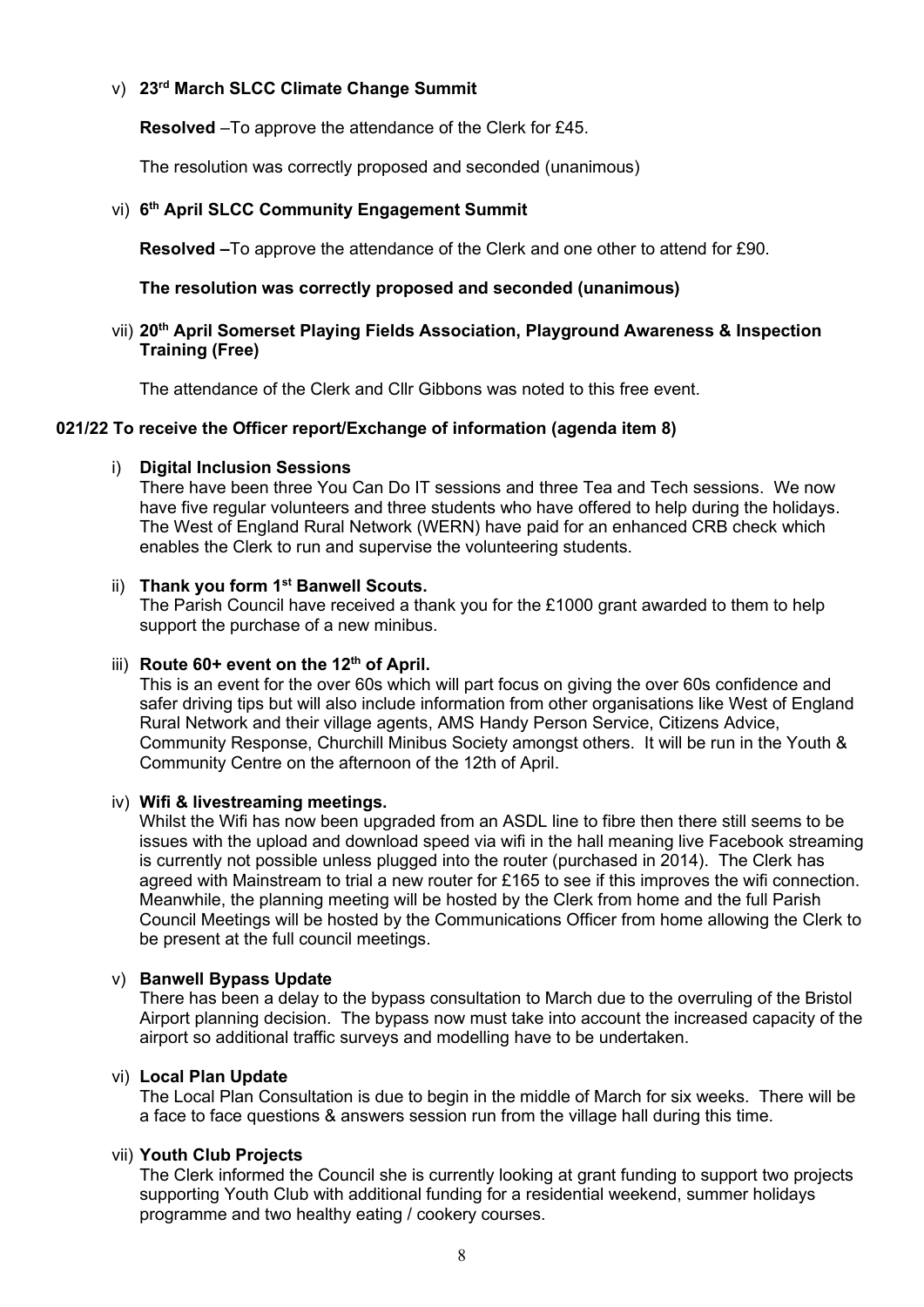v) **23rd March SLCC Climate Change Summit**

**Resolved** –To approve the attendance of the Clerk for £45.

The resolution was correctly proposed and seconded (unanimous)

vi) **6th April SLCC Community Engagement Summit**

**Resolved –**To approve the attendance of the Clerk and one other to attend for £90.

**The resolution was correctly proposed and seconded (unanimous)**

vii) **20th April Somerset Playing Fields Association, Playground Awareness & Inspection Training (Free)**

The attendance of the Clerk and Cllr Gibbons was noted to this free event.

**021/22 To receive the Officer report/Exchange of information (agenda item 8)**

i) **Digital Inclusion Sessions**
There have been three You Can Do IT sessions and three Tea and Tech sessions. We now have five regular volunteers and three students who have offered to help during the holidays. The West of England Rural Network (WERN) have paid for an enhanced CRB check which enables the Clerk to run and supervise the volunteering students.

ii) **Thank you form 1st Banwell Scouts.**
The Parish Council have received a thank you for the £1000 grant awarded to them to help support the purchase of a new minibus.

iii) **Route 60+ event on the 12th of April.**
This is an event for the over 60s which will part focus on giving the over 60s confidence and safer driving tips but will also include information from other organisations like West of England Rural Network and their village agents, AMS Handy Person Service, Citizens Advice, Community Response, Churchill Minibus Society amongst others. It will be run in the Youth & Community Centre on the afternoon of the 12th of April.

iv) **Wifi & livestreaming meetings.**
Whilst the Wifi has now been upgraded from an ASDL line to fibre then there still seems to be issues with the upload and download speed via wifi in the hall meaning live Facebook streaming is currently not possible unless plugged into the router (purchased in 2014). The Clerk has agreed with Mainstream to trial a new router for £165 to see if this improves the wifi connection. Meanwhile, the planning meeting will be hosted by the Clerk from home and the full Parish Council Meetings will be hosted by the Communications Officer from home allowing the Clerk to be present at the full council meetings.

v) **Banwell Bypass Update**
There has been a delay to the bypass consultation to March due to the overruling of the Bristol Airport planning decision. The bypass now must take into account the increased capacity of the airport so additional traffic surveys and modelling have to be undertaken.

vi) **Local Plan Update**
The Local Plan Consultation is due to begin in the middle of March for six weeks. There will be a face to face questions & answers session run from the village hall during this time.

vii) **Youth Club Projects**
The Clerk informed the Council she is currently looking at grant funding to support two projects supporting Youth Club with additional funding for a residential weekend, summer holidays programme and two healthy eating / cookery courses.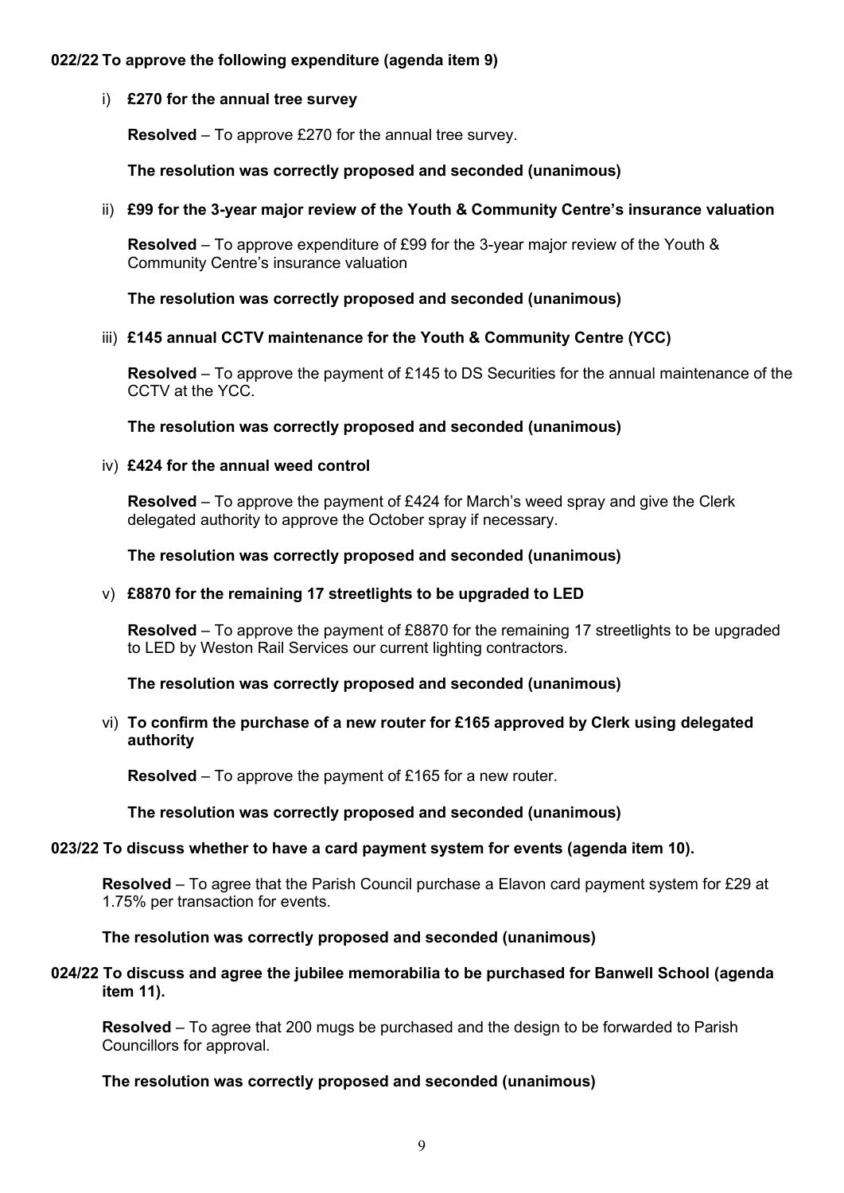**022/22 To approve the following expenditure (agenda item 9)**

i) **£270 for the annual tree survey**

**Resolved** – To approve £270 for the annual tree survey.

**The resolution was correctly proposed and seconded (unanimous)**

ii) **£99 for the 3-year major review of the Youth & Community Centre's insurance valuation**

**Resolved** – To approve expenditure of £99 for the 3-year major review of the Youth & Community Centre's insurance valuation

**The resolution was correctly proposed and seconded (unanimous)**

iii) **£145 annual CCTV maintenance for the Youth & Community Centre (YCC)**

**Resolved** – To approve the payment of £145 to DS Securities for the annual maintenance of the CCTV at the YCC.

**The resolution was correctly proposed and seconded (unanimous)**

iv) **£424 for the annual weed control**

**Resolved** – To approve the payment of £424 for March's weed spray and give the Clerk delegated authority to approve the October spray if necessary.

**The resolution was correctly proposed and seconded (unanimous)**

v) **£8870 for the remaining 17 streetlights to be upgraded to LED**

**Resolved** – To approve the payment of £8870 for the remaining 17 streetlights to be upgraded to LED by Weston Rail Services our current lighting contractors.

**The resolution was correctly proposed and seconded (unanimous)**

vi) **To confirm the purchase of a new router for £165 approved by Clerk using delegated authority**

**Resolved** – To approve the payment of £165 for a new router.

**The resolution was correctly proposed and seconded (unanimous)**

**023/22 To discuss whether to have a card payment system for events (agenda item 10).**

**Resolved** – To agree that the Parish Council purchase a Elavon card payment system for £29 at 1.75% per transaction for events.

**The resolution was correctly proposed and seconded (unanimous)**

**024/22 To discuss and agree the jubilee memorabilia to be purchased for Banwell School (agenda item 11).**

**Resolved** – To agree that 200 mugs be purchased and the design to be forwarded to Parish Councillors for approval.

**The resolution was correctly proposed and seconded (unanimous)**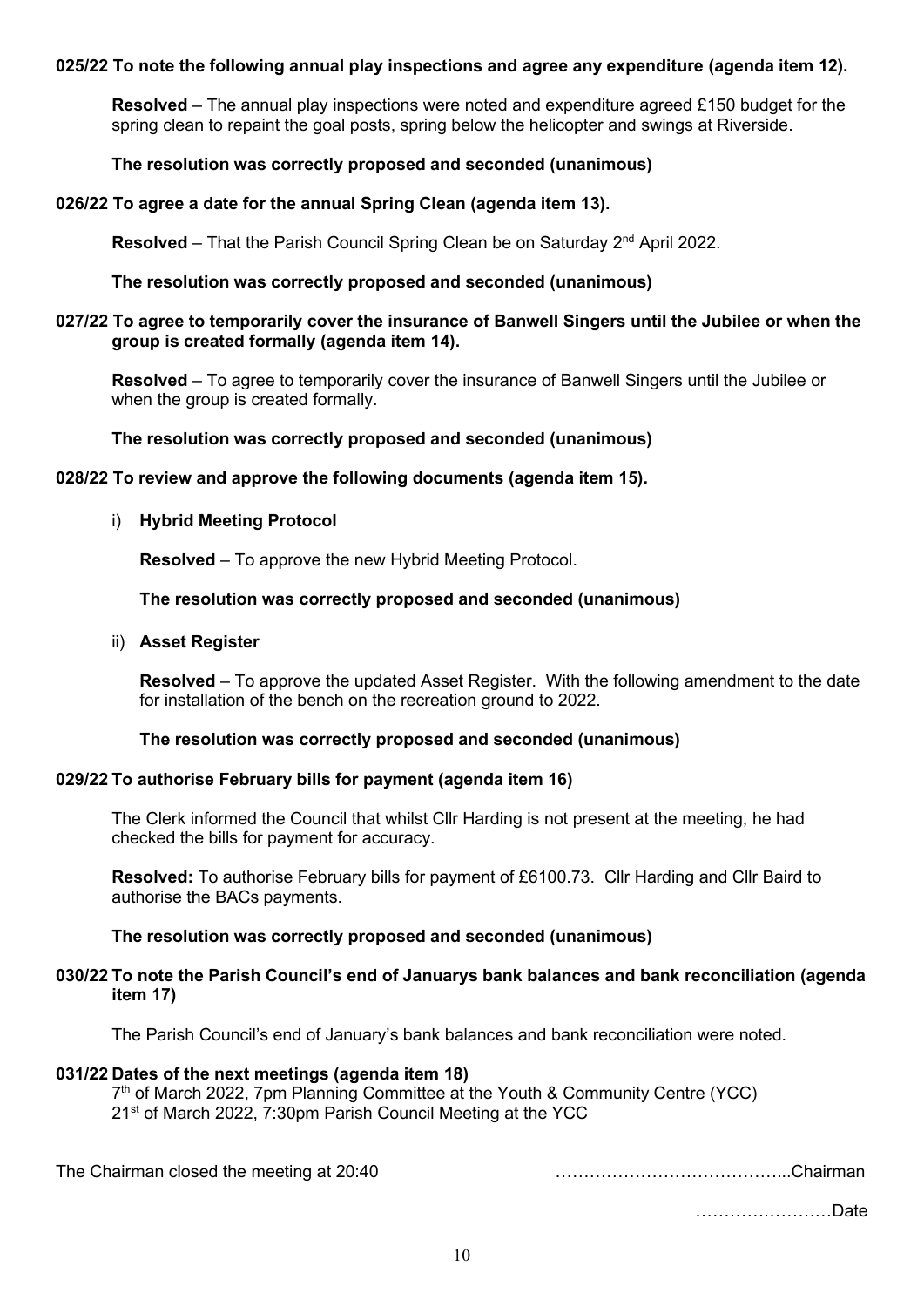**025/22 To note the following annual play inspections and agree any expenditure (agenda item 12).**

**Resolved** – The annual play inspections were noted and expenditure agreed £150 budget for the spring clean to repaint the goal posts, spring below the helicopter and swings at Riverside.

**The resolution was correctly proposed and seconded (unanimous)**

**026/22 To agree a date for the annual Spring Clean (agenda item 13).**

**Resolved** – That the Parish Council Spring Clean be on Saturday 2nd April 2022.

**The resolution was correctly proposed and seconded (unanimous)**

**027/22 To agree to temporarily cover the insurance of Banwell Singers until the Jubilee or when the group is created formally (agenda item 14).**

**Resolved** – To agree to temporarily cover the insurance of Banwell Singers until the Jubilee or when the group is created formally.

**The resolution was correctly proposed and seconded (unanimous)**

**028/22 To review and approve the following documents (agenda item 15).**

i) **Hybrid Meeting Protocol**

**Resolved** – To approve the new Hybrid Meeting Protocol.

**The resolution was correctly proposed and seconded (unanimous)**

ii) **Asset Register**

**Resolved** – To approve the updated Asset Register. With the following amendment to the date for installation of the bench on the recreation ground to 2022.

**The resolution was correctly proposed and seconded (unanimous)**

**029/22 To authorise February bills for payment (agenda item 16)**

The Clerk informed the Council that whilst Cllr Harding is not present at the meeting, he had checked the bills for payment for accuracy.

**Resolved:** To authorise February bills for payment of £6100.73. Cllr Harding and Cllr Baird to authorise the BACs payments.

**The resolution was correctly proposed and seconded (unanimous)**

**030/22 To note the Parish Council's end of Januarys bank balances and bank reconciliation (agenda item 17)**

The Parish Council's end of January's bank balances and bank reconciliation were noted.

**031/22 Dates of the next meetings (agenda item 18)**

7th of March 2022, 7pm Planning Committee at the Youth & Community Centre (YCC)
21st of March 2022, 7:30pm Parish Council Meeting at the YCC

The Chairman closed the meeting at 20:40 …………………………………...Chairman

……………………Date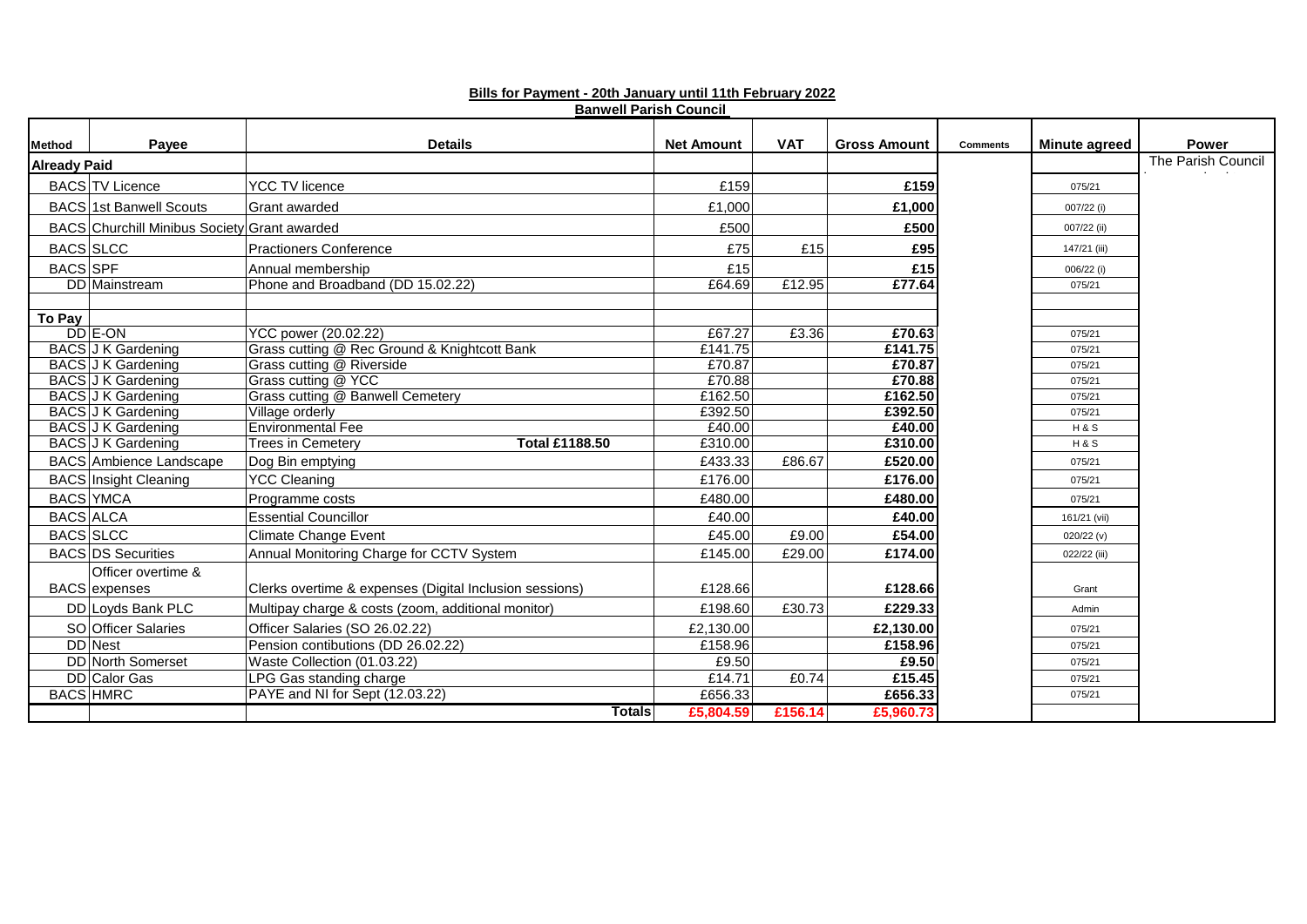**Bills for Payment - 20th January until 11th February 2022**

**Banwell Parish Council**

| Method | Payee | Details | Net Amount | VAT | Gross Amount | Comments | Minute agreed | Power |
|---|---|---|---|---|---|---|---|---|
| **Already Paid** | | | | | | | | The Parish Council |
| BACS | TV Licence | YCC TV licence | £159 | | £159 | | 075/21 | |
| BACS | 1st Banwell Scouts | Grant awarded | £1,000 | | £1,000 | | 007/22 (i) | |
| BACS | Churchill Minibus Society | Grant awarded | £500 | | £500 | | 007/22 (ii) | |
| BACS | SLCC | Practioners Conference | £75 | £15 | £95 | | 147/21 (iii) | |
| BACS | SPF | Annual membership | £15 | | £15 | | 006/22 (i) | |
| DD | Mainstream | Phone and Broadband (DD 15.02.22) | £64.69 | £12.95 | £77.64 | | 075/21 | |
| | | | | | | | | |
| **To Pay** | | | | | | | | |
| DD | E-ON | YCC power (20.02.22) | £67.27 | £3.36 | £70.63 | | 075/21 | |
| BACS | J K Gardening | Grass cutting @ Rec Ground & Knightcott Bank | £141.75 | | £141.75 | | 075/21 | |
| BACS | J K Gardening | Grass cutting @ Riverside | £70.87 | | £70.87 | | 075/21 | |
| BACS | J K Gardening | Grass cutting @ YCC | £70.88 | | £70.88 | | 075/21 | |
| BACS | J K Gardening | Grass cutting @ Banwell Cemetery | £162.50 | | £162.50 | | 075/21 | |
| BACS | J K Gardening | Village orderly | £392.50 | | £392.50 | | 075/21 | |
| BACS | J K Gardening | Environmental Fee | £40.00 | | £40.00 | | H & S | |
| BACS | J K Gardening | Trees in Cemetery **Total £1188.50** | £310.00 | | £310.00 | | H & S | |
| BACS | Ambience Landscape | Dog Bin emptying | £433.33 | £86.67 | £520.00 | | 075/21 | |
| BACS | Insight Cleaning | YCC Cleaning | £176.00 | | £176.00 | | 075/21 | |
| BACS | YMCA | Programme costs | £480.00 | | £480.00 | | 075/21 | |
| BACS | ALCA | Essential Councillor | £40.00 | | £40.00 | | 161/21 (vii) | |
| BACS | SLCC | Climate Change Event | £45.00 | £9.00 | £54.00 | | 020/22 (v) | |
| BACS | DS Securities | Annual Monitoring Charge for CCTV System | £145.00 | £29.00 | £174.00 | | 022/22 (iii) | |
| BACS | Officer overtime & expenses | Clerks overtime & expenses (Digital Inclusion sessions) | £128.66 | | £128.66 | | Grant | |
| DD | Loyds Bank PLC | Multipay charge & costs (zoom, additional monitor) | £198.60 | £30.73 | £229.33 | | Admin | |
| SO | Officer Salaries | Officer Salaries (SO 26.02.22) | £2,130.00 | | £2,130.00 | | 075/21 | |
| DD | Nest | Pension contibutions (DD 26.02.22) | £158.96 | | £158.96 | | 075/21 | |
| DD | North Somerset | Waste Collection (01.03.22) | £9.50 | | £9.50 | | 075/21 | |
| DD | Calor Gas | LPG Gas standing charge | £14.71 | £0.74 | £15.45 | | 075/21 | |
| BACS | HMRC | PAYE and NI for Sept (12.03.22) | £656.33 | | £656.33 | | 075/21 | |
| | | **Totals** | **£5,804.59** | **£156.14** | **£5,960.73** | | | |